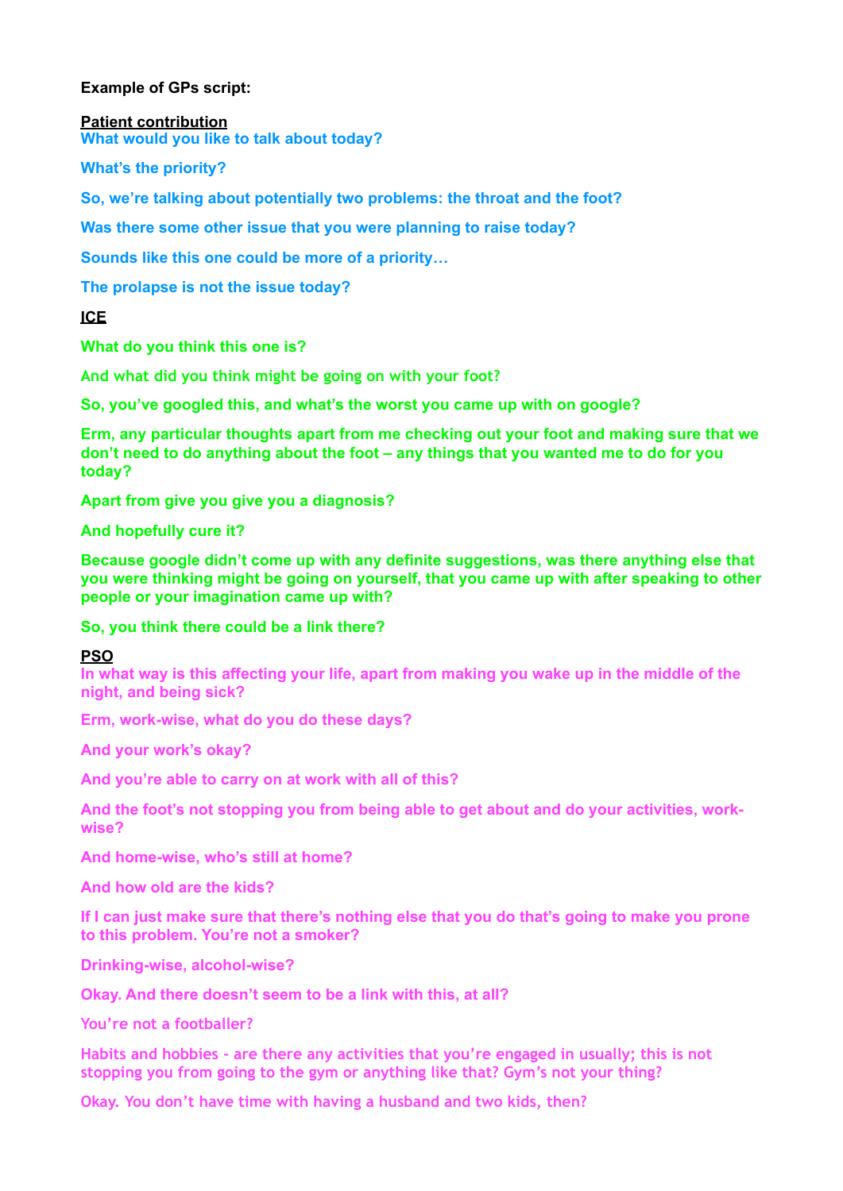**Example of GPs script:**

**Patient contribution**

**What would you like to talk about today?**

**What's the priority?**

**So, we're talking about potentially two problems: the throat and the foot?**

**Was there some other issue that you were planning to raise today?**

**Sounds like this one could be more of a priority…**

**The prolapse is not the issue today?**

**ICE**

**What do you think this one is?**

**And what did you think might be going on with your foot?**

**So, you've googled this, and what's the worst you came up with on google?**

**Erm, any particular thoughts apart from me checking out your foot and making sure that we don't need to do anything about the foot – any things that you wanted me to do for you today?**

**Apart from give you give you a diagnosis?**

**And hopefully cure it?**

**Because google didn't come up with any definite suggestions, was there anything else that you were thinking might be going on yourself, that you came up with after speaking to other people or your imagination came up with?**

**So, you think there could be a link there?**

**PSO**

**In what way is this affecting your life, apart from making you wake up in the middle of the night, and being sick?**

**Erm, work-wise, what do you do these days?**

**And your work's okay?**

**And you're able to carry on at work with all of this?**

**And the foot's not stopping you from being able to get about and do your activities, work-wise?**

**And home-wise, who's still at home?**

**And how old are the kids?**

**If I can just make sure that there's nothing else that you do that's going to make you prone to this problem. You're not a smoker?**

**Drinking-wise, alcohol-wise?**

**Okay. And there doesn't seem to be a link with this, at all?**

**You're not a footballer?**

**Habits and hobbies - are there any activities that you're engaged in usually; this is not stopping you from going to the gym or anything like that? Gym's not your thing?**

**Okay. You don't have time with having a husband and two kids, then?**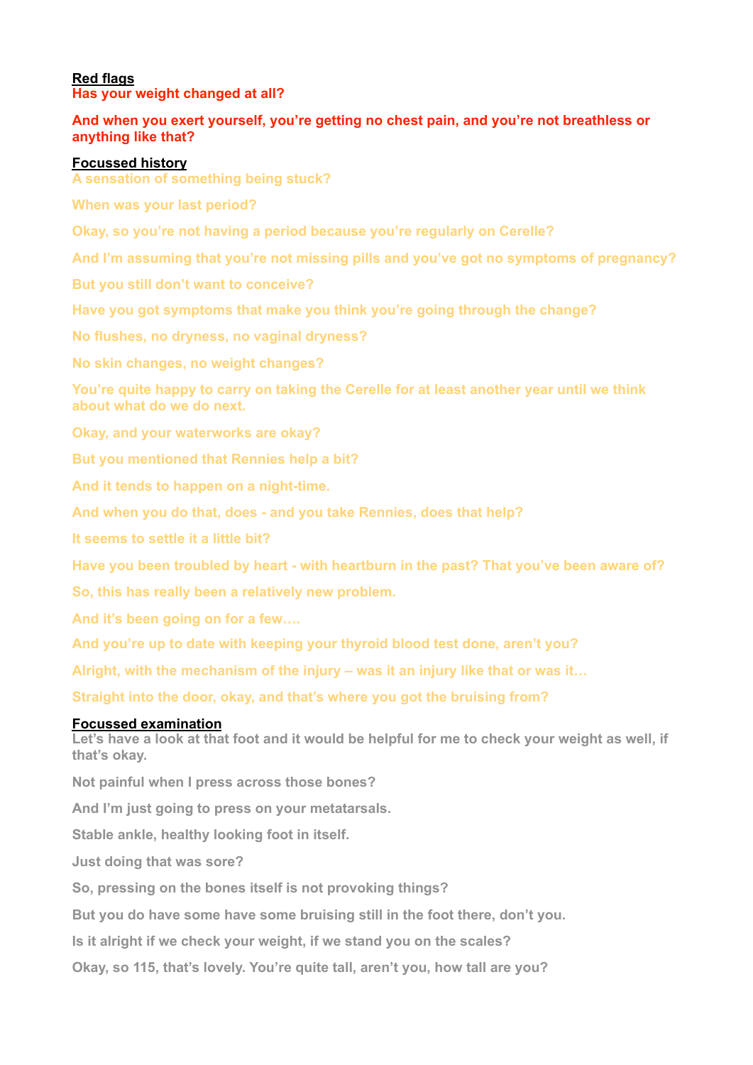**Red flags**

**Has your weight changed at all?**

**And when you exert yourself, you're getting no chest pain, and you're not breathless or anything like that?**

**Focussed history**

**A sensation of something being stuck?**

**When was your last period?**

**Okay, so you're not having a period because you're regularly on Cerelle?**

**And I'm assuming that you're not missing pills and you've got no symptoms of pregnancy?**

**But you still don't want to conceive?**

**Have you got symptoms that make you think you're going through the change?**

**No flushes, no dryness, no vaginal dryness?**

**No skin changes, no weight changes?**

**You're quite happy to carry on taking the Cerelle for at least another year until we think about what do we do next.**

**Okay, and your waterworks are okay?**

**But you mentioned that Rennies help a bit?**

**And it tends to happen on a night-time.**

**And when you do that, does - and you take Rennies, does that help?**

**It seems to settle it a little bit?**

**Have you been troubled by heart - with heartburn in the past? That you've been aware of?**

**So, this has really been a relatively new problem.**

**And it's been going on for a few….**

**And you're up to date with keeping your thyroid blood test done, aren't you?**

**Alright, with the mechanism of the injury – was it an injury like that or was it…**

**Straight into the door, okay, and that's where you got the bruising from?**

**Focussed examination**

**Let's have a look at that foot and it would be helpful for me to check your weight as well, if that's okay.**

**Not painful when I press across those bones?**

**And I'm just going to press on your metatarsals.**

**Stable ankle, healthy looking foot in itself.**

**Just doing that was sore?**

**So, pressing on the bones itself is not provoking things?**

**But you do have some have some bruising still in the foot there, don't you.**

**Is it alright if we check your weight, if we stand you on the scales?**

**Okay, so 115, that's lovely. You're quite tall, aren't you, how tall are you?**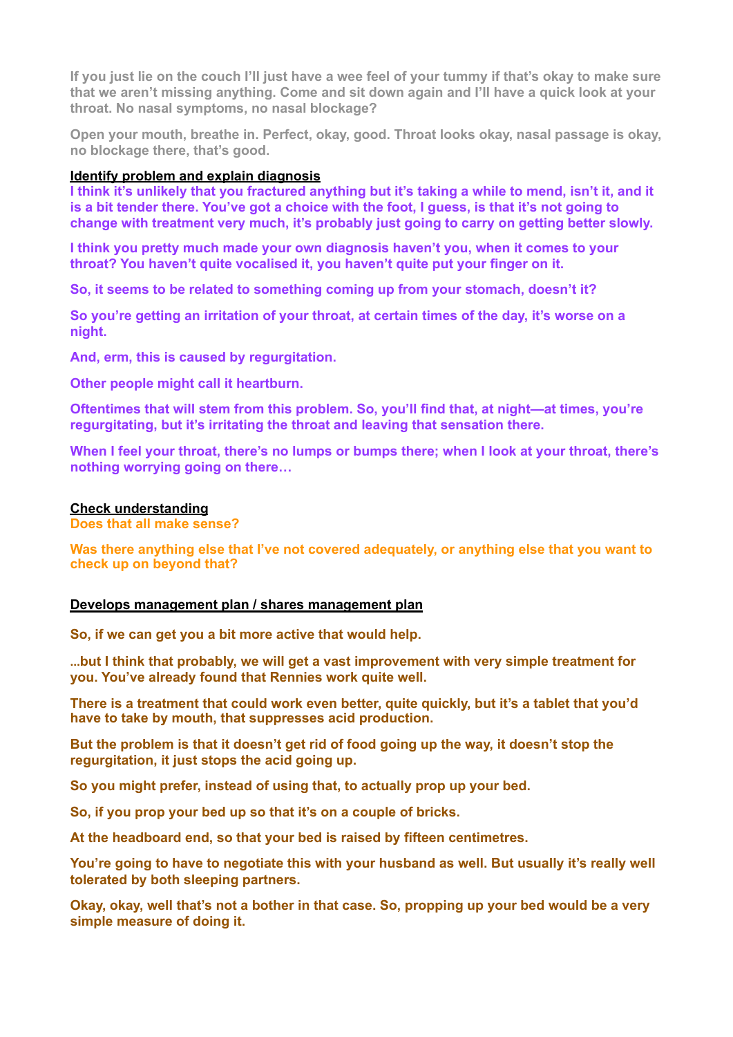**If you just lie on the couch I'll just have a wee feel of your tummy if that's okay to make sure that we aren't missing anything. Come and sit down again and I'll have a quick look at your throat. No nasal symptoms, no nasal blockage?**

**Open your mouth, breathe in. Perfect, okay, good. Throat looks okay, nasal passage is okay, no blockage there, that's good.**

**Identify problem and explain diagnosis**

**I think it's unlikely that you fractured anything but it's taking a while to mend, isn't it, and it is a bit tender there. You've got a choice with the foot, I guess, is that it's not going to change with treatment very much, it's probably just going to carry on getting better slowly.**

**I think you pretty much made your own diagnosis haven't you, when it comes to your throat? You haven't quite vocalised it, you haven't quite put your finger on it.**

**So, it seems to be related to something coming up from your stomach, doesn't it?**

**So you're getting an irritation of your throat, at certain times of the day, it's worse on a night.**

**And, erm, this is caused by regurgitation.**

**Other people might call it heartburn.**

**Oftentimes that will stem from this problem. So, you'll find that, at night—at times, you're regurgitating, but it's irritating the throat and leaving that sensation there.**

**When I feel your throat, there's no lumps or bumps there; when I look at your throat, there's nothing worrying going on there…**

**Check understanding**

**Does that all make sense?**

**Was there anything else that I've not covered adequately, or anything else that you want to check up on beyond that?**

**Develops management plan / shares management plan**

**So, if we can get you a bit more active that would help.**

**...but I think that probably, we will get a vast improvement with very simple treatment for you. You've already found that Rennies work quite well.**

**There is a treatment that could work even better, quite quickly, but it's a tablet that you'd have to take by mouth, that suppresses acid production.**

**But the problem is that it doesn't get rid of food going up the way, it doesn't stop the regurgitation, it just stops the acid going up.**

**So you might prefer, instead of using that, to actually prop up your bed.**

**So, if you prop your bed up so that it's on a couple of bricks.**

**At the headboard end, so that your bed is raised by fifteen centimetres.**

**You're going to have to negotiate this with your husband as well. But usually it's really well tolerated by both sleeping partners.**

**Okay, okay, well that's not a bother in that case. So, propping up your bed would be a very simple measure of doing it.**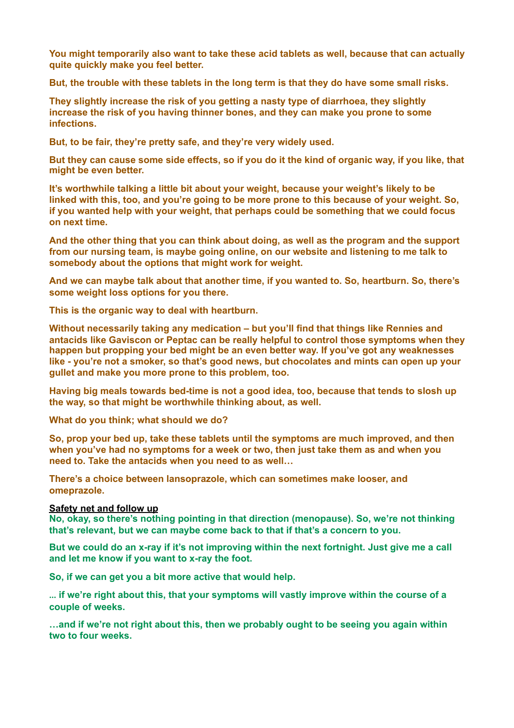**You might temporarily also want to take these acid tablets as well, because that can actually quite quickly make you feel better.**

**But, the trouble with these tablets in the long term is that they do have some small risks.**

**They slightly increase the risk of you getting a nasty type of diarrhoea, they slightly increase the risk of you having thinner bones, and they can make you prone to some infections.**

**But, to be fair, they're pretty safe, and they're very widely used.**

**But they can cause some side effects, so if you do it the kind of organic way, if you like, that might be even better.**

**It's worthwhile talking a little bit about your weight, because your weight's likely to be linked with this, too, and you're going to be more prone to this because of your weight. So, if you wanted help with your weight, that perhaps could be something that we could focus on next time.**

**And the other thing that you can think about doing, as well as the program and the support from our nursing team, is maybe going online, on our website and listening to me talk to somebody about the options that might work for weight.**

**And we can maybe talk about that another time, if you wanted to. So, heartburn. So, there's some weight loss options for you there.**

**This is the organic way to deal with heartburn.**

**Without necessarily taking any medication – but you'll find that things like Rennies and antacids like Gaviscon or Peptac can be really helpful to control those symptoms when they happen but propping your bed might be an even better way. If you've got any weaknesses like - you're not a smoker, so that's good news, but chocolates and mints can open up your gullet and make you more prone to this problem, too.**

**Having big meals towards bed-time is not a good idea, too, because that tends to slosh up the way, so that might be worthwhile thinking about, as well.**

**What do you think; what should we do?**

**So, prop your bed up, take these tablets until the symptoms are much improved, and then when you've had no symptoms for a week or two, then just take them as and when you need to. Take the antacids when you need to as well…**

**There's a choice between lansoprazole, which can sometimes make looser, and omeprazole.**

**Safety net and follow up**

**No, okay, so there's nothing pointing in that direction (menopause). So, we're not thinking that's relevant, but we can maybe come back to that if that's a concern to you.**

**But we could do an x-ray if it's not improving within the next fortnight. Just give me a call and let me know if you want to x-ray the foot.**

**So, if we can get you a bit more active that would help.**

**... if we're right about this, that your symptoms will vastly improve within the course of a couple of weeks.**

**…and if we're not right about this, then we probably ought to be seeing you again within two to four weeks.**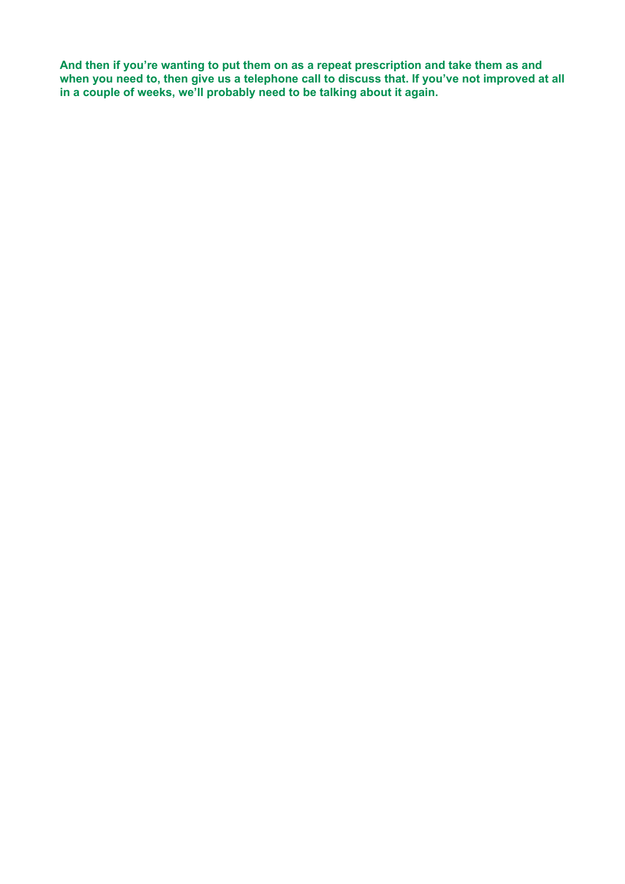**And then if you're wanting to put them on as a repeat prescription and take them as and when you need to, then give us a telephone call to discuss that. If you've not improved at all in a couple of weeks, we'll probably need to be talking about it again.**